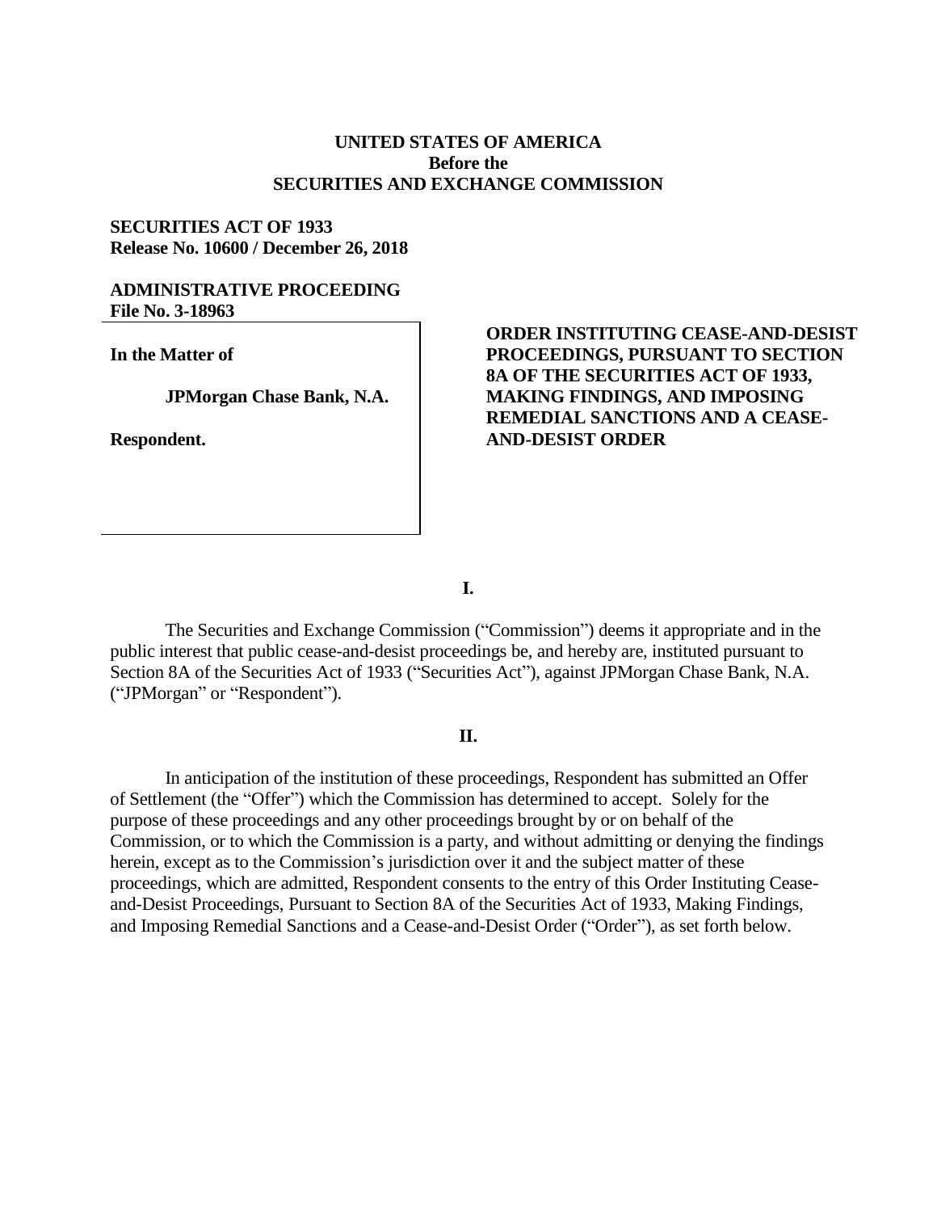**UNITED STATES OF AMERICA**
**Before the**
**SECURITIES AND EXCHANGE COMMISSION**

**SECURITIES ACT OF 1933**
**Release No. 10600 / December 26, 2018**

**ADMINISTRATIVE PROCEEDING**
**File No. 3-18963**

**In the Matter of**

**JPMorgan Chase Bank, N.A.**

**Respondent.**

**ORDER INSTITUTING CEASE-AND-DESIST PROCEEDINGS, PURSUANT TO SECTION 8A OF THE SECURITIES ACT OF 1933, MAKING FINDINGS, AND IMPOSING REMEDIAL SANCTIONS AND A CEASE-AND-DESIST ORDER**

**I.**

The Securities and Exchange Commission ("Commission") deems it appropriate and in the public interest that public cease-and-desist proceedings be, and hereby are, instituted pursuant to Section 8A of the Securities Act of 1933 ("Securities Act"), against JPMorgan Chase Bank, N.A. ("JPMorgan" or "Respondent").

**II.**

In anticipation of the institution of these proceedings, Respondent has submitted an Offer of Settlement (the "Offer") which the Commission has determined to accept. Solely for the purpose of these proceedings and any other proceedings brought by or on behalf of the Commission, or to which the Commission is a party, and without admitting or denying the findings herein, except as to the Commission's jurisdiction over it and the subject matter of these proceedings, which are admitted, Respondent consents to the entry of this Order Instituting Cease-and-Desist Proceedings, Pursuant to Section 8A of the Securities Act of 1933, Making Findings, and Imposing Remedial Sanctions and a Cease-and-Desist Order ("Order"), as set forth below.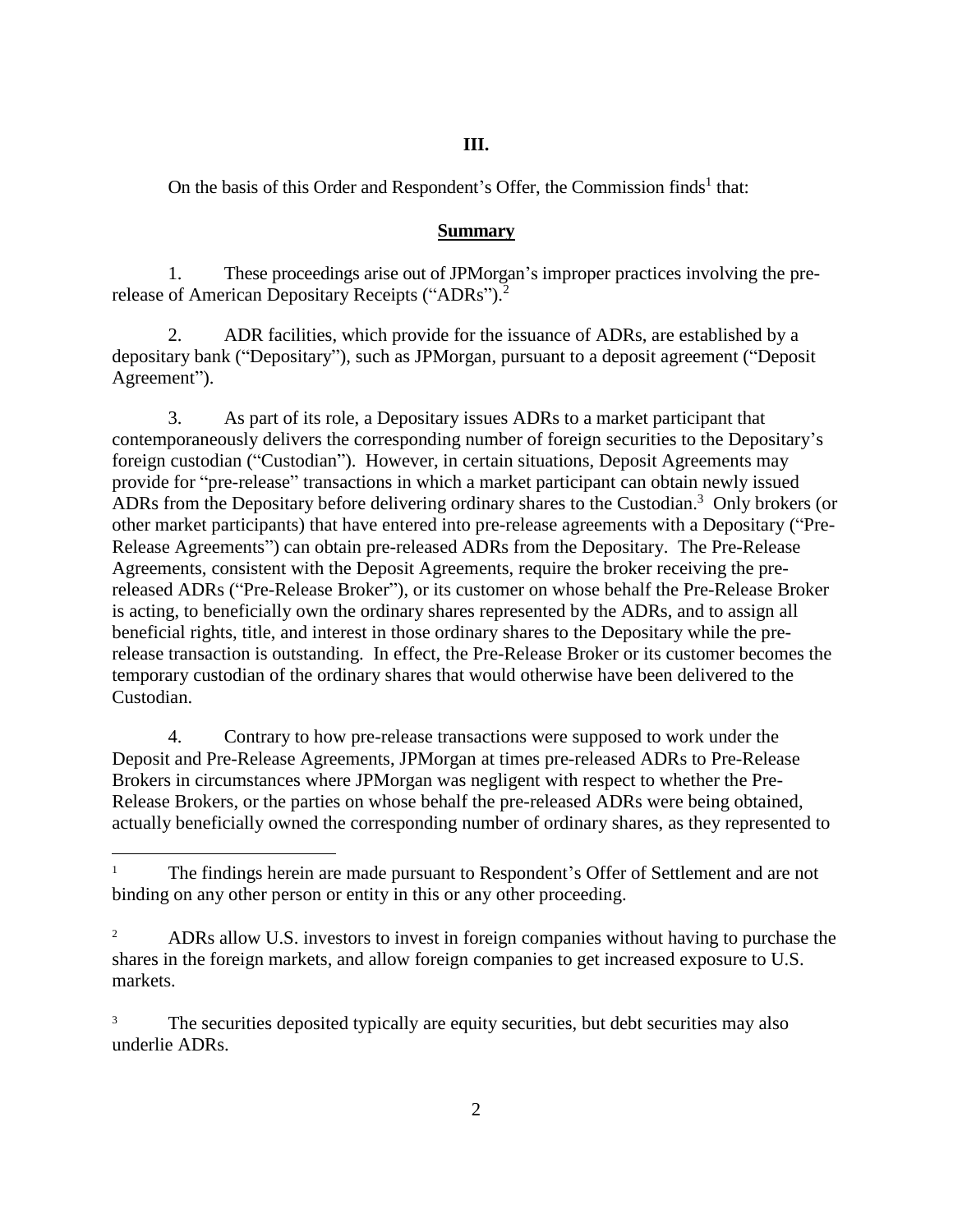## III.

On the basis of this Order and Respondent's Offer, the Commission finds[1] that:

### Summary

1. These proceedings arise out of JPMorgan's improper practices involving the pre-release of American Depositary Receipts ("ADRs").[2]

2. ADR facilities, which provide for the issuance of ADRs, are established by a depositary bank ("Depositary"), such as JPMorgan, pursuant to a deposit agreement ("Deposit Agreement").

3. As part of its role, a Depositary issues ADRs to a market participant that contemporaneously delivers the corresponding number of foreign securities to the Depositary's foreign custodian ("Custodian"). However, in certain situations, Deposit Agreements may provide for "pre-release" transactions in which a market participant can obtain newly issued ADRs from the Depositary before delivering ordinary shares to the Custodian.[3] Only brokers (or other market participants) that have entered into pre-release agreements with a Depositary ("Pre-Release Agreements") can obtain pre-released ADRs from the Depositary. The Pre-Release Agreements, consistent with the Deposit Agreements, require the broker receiving the pre-released ADRs ("Pre-Release Broker"), or its customer on whose behalf the Pre-Release Broker is acting, to beneficially own the ordinary shares represented by the ADRs, and to assign all beneficial rights, title, and interest in those ordinary shares to the Depositary while the pre-release transaction is outstanding. In effect, the Pre-Release Broker or its customer becomes the temporary custodian of the ordinary shares that would otherwise have been delivered to the Custodian.

4. Contrary to how pre-release transactions were supposed to work under the Deposit and Pre-Release Agreements, JPMorgan at times pre-released ADRs to Pre-Release Brokers in circumstances where JPMorgan was negligent with respect to whether the Pre-Release Brokers, or the parties on whose behalf the pre-released ADRs were being obtained, actually beneficially owned the corresponding number of ordinary shares, as they represented to

---

[1] The findings herein are made pursuant to Respondent's Offer of Settlement and are not binding on any other person or entity in this or any other proceeding.

[2] ADRs allow U.S. investors to invest in foreign companies without having to purchase the shares in the foreign markets, and allow foreign companies to get increased exposure to U.S. markets.

[3] The securities deposited typically are equity securities, but debt securities may also underlie ADRs.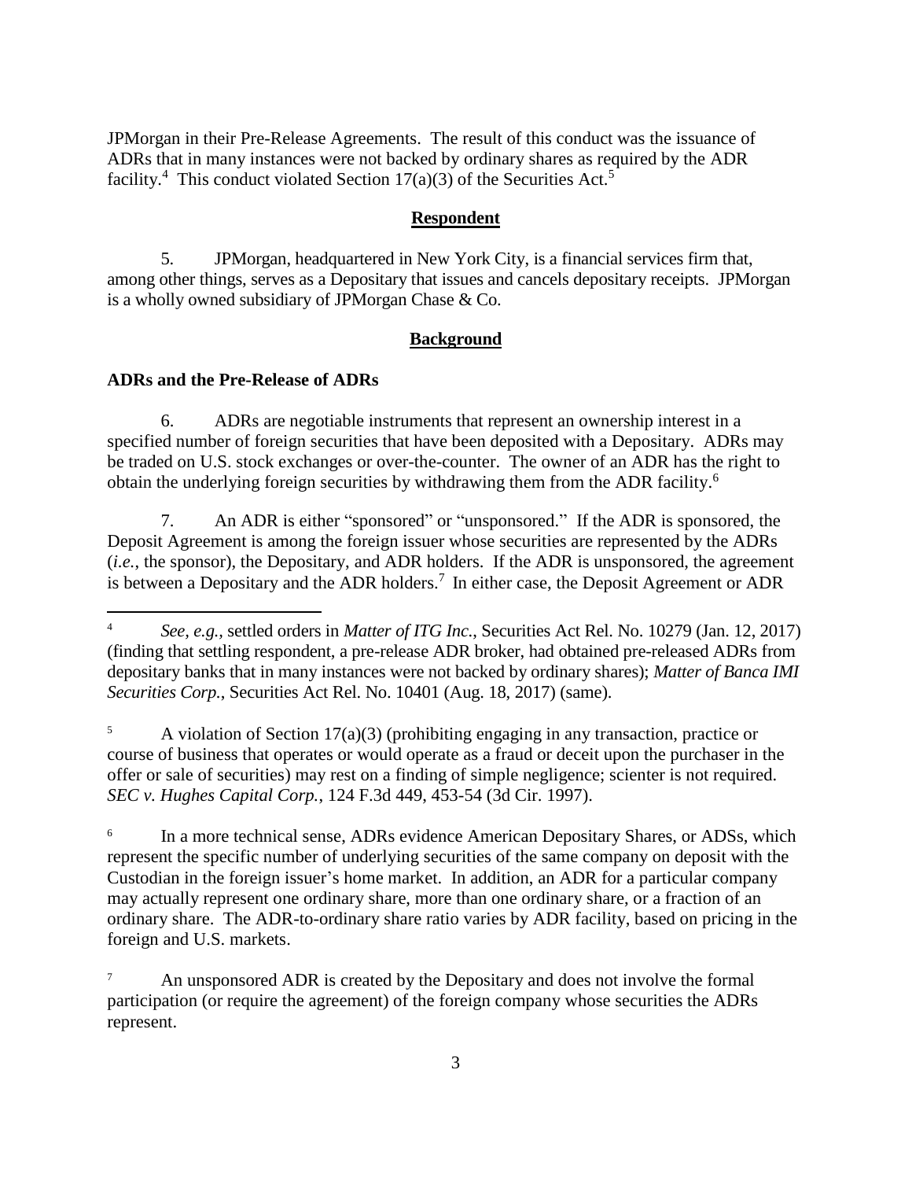JPMorgan in their Pre-Release Agreements. The result of this conduct was the issuance of ADRs that in many instances were not backed by ordinary shares as required by the ADR facility.[4] This conduct violated Section 17(a)(3) of the Securities Act.[5]

## Respondent

5. JPMorgan, headquartered in New York City, is a financial services firm that, among other things, serves as a Depositary that issues and cancels depositary receipts. JPMorgan is a wholly owned subsidiary of JPMorgan Chase & Co.

## Background

### ADRs and the Pre-Release of ADRs

6. ADRs are negotiable instruments that represent an ownership interest in a specified number of foreign securities that have been deposited with a Depositary. ADRs may be traded on U.S. stock exchanges or over-the-counter. The owner of an ADR has the right to obtain the underlying foreign securities by withdrawing them from the ADR facility.[6]

7. An ADR is either "sponsored" or "unsponsored." If the ADR is sponsored, the Deposit Agreement is among the foreign issuer whose securities are represented by the ADRs (*i.e.*, the sponsor), the Depositary, and ADR holders. If the ADR is unsponsored, the agreement is between a Depositary and the ADR holders.[7] In either case, the Deposit Agreement or ADR

---

[4] *See, e.g.*, settled orders in *Matter of ITG Inc.*, Securities Act Rel. No. 10279 (Jan. 12, 2017) (finding that settling respondent, a pre-release ADR broker, had obtained pre-released ADRs from depositary banks that in many instances were not backed by ordinary shares); *Matter of Banca IMI Securities Corp.*, Securities Act Rel. No. 10401 (Aug. 18, 2017) (same).

[5] A violation of Section 17(a)(3) (prohibiting engaging in any transaction, practice or course of business that operates or would operate as a fraud or deceit upon the purchaser in the offer or sale of securities) may rest on a finding of simple negligence; scienter is not required. *SEC v. Hughes Capital Corp.*, 124 F.3d 449, 453-54 (3d Cir. 1997).

[6] In a more technical sense, ADRs evidence American Depositary Shares, or ADSs, which represent the specific number of underlying securities of the same company on deposit with the Custodian in the foreign issuer's home market. In addition, an ADR for a particular company may actually represent one ordinary share, more than one ordinary share, or a fraction of an ordinary share. The ADR-to-ordinary share ratio varies by ADR facility, based on pricing in the foreign and U.S. markets.

[7] An unsponsored ADR is created by the Depositary and does not involve the formal participation (or require the agreement) of the foreign company whose securities the ADRs represent.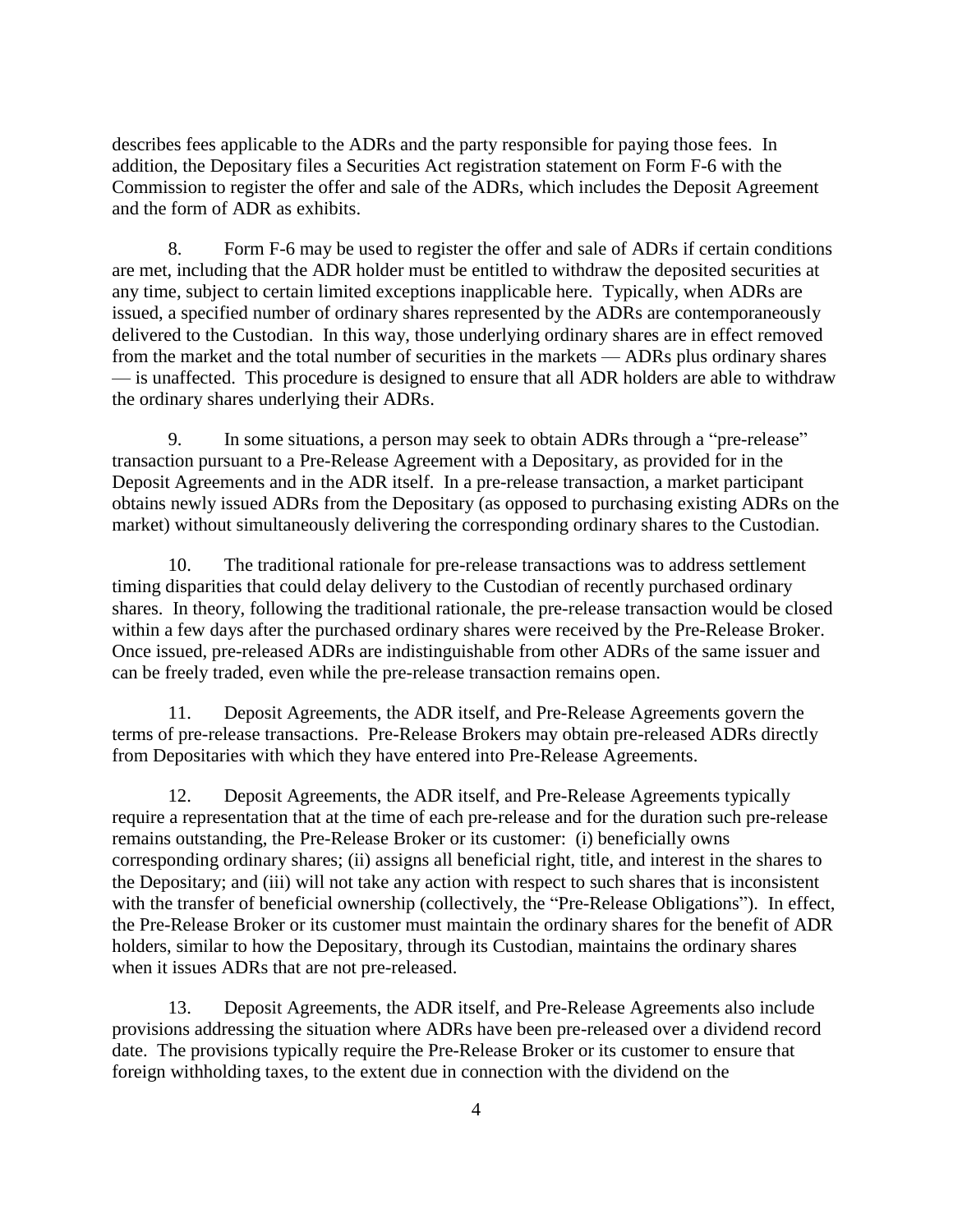describes fees applicable to the ADRs and the party responsible for paying those fees. In addition, the Depositary files a Securities Act registration statement on Form F-6 with the Commission to register the offer and sale of the ADRs, which includes the Deposit Agreement and the form of ADR as exhibits.

8. Form F-6 may be used to register the offer and sale of ADRs if certain conditions are met, including that the ADR holder must be entitled to withdraw the deposited securities at any time, subject to certain limited exceptions inapplicable here. Typically, when ADRs are issued, a specified number of ordinary shares represented by the ADRs are contemporaneously delivered to the Custodian. In this way, those underlying ordinary shares are in effect removed from the market and the total number of securities in the markets — ADRs plus ordinary shares — is unaffected. This procedure is designed to ensure that all ADR holders are able to withdraw the ordinary shares underlying their ADRs.

9. In some situations, a person may seek to obtain ADRs through a "pre-release" transaction pursuant to a Pre-Release Agreement with a Depositary, as provided for in the Deposit Agreements and in the ADR itself. In a pre-release transaction, a market participant obtains newly issued ADRs from the Depositary (as opposed to purchasing existing ADRs on the market) without simultaneously delivering the corresponding ordinary shares to the Custodian.

10. The traditional rationale for pre-release transactions was to address settlement timing disparities that could delay delivery to the Custodian of recently purchased ordinary shares. In theory, following the traditional rationale, the pre-release transaction would be closed within a few days after the purchased ordinary shares were received by the Pre-Release Broker. Once issued, pre-released ADRs are indistinguishable from other ADRs of the same issuer and can be freely traded, even while the pre-release transaction remains open.

11. Deposit Agreements, the ADR itself, and Pre-Release Agreements govern the terms of pre-release transactions. Pre-Release Brokers may obtain pre-released ADRs directly from Depositaries with which they have entered into Pre-Release Agreements.

12. Deposit Agreements, the ADR itself, and Pre-Release Agreements typically require a representation that at the time of each pre-release and for the duration such pre-release remains outstanding, the Pre-Release Broker or its customer: (i) beneficially owns corresponding ordinary shares; (ii) assigns all beneficial right, title, and interest in the shares to the Depositary; and (iii) will not take any action with respect to such shares that is inconsistent with the transfer of beneficial ownership (collectively, the "Pre-Release Obligations"). In effect, the Pre-Release Broker or its customer must maintain the ordinary shares for the benefit of ADR holders, similar to how the Depositary, through its Custodian, maintains the ordinary shares when it issues ADRs that are not pre-released.

13. Deposit Agreements, the ADR itself, and Pre-Release Agreements also include provisions addressing the situation where ADRs have been pre-released over a dividend record date. The provisions typically require the Pre-Release Broker or its customer to ensure that foreign withholding taxes, to the extent due in connection with the dividend on the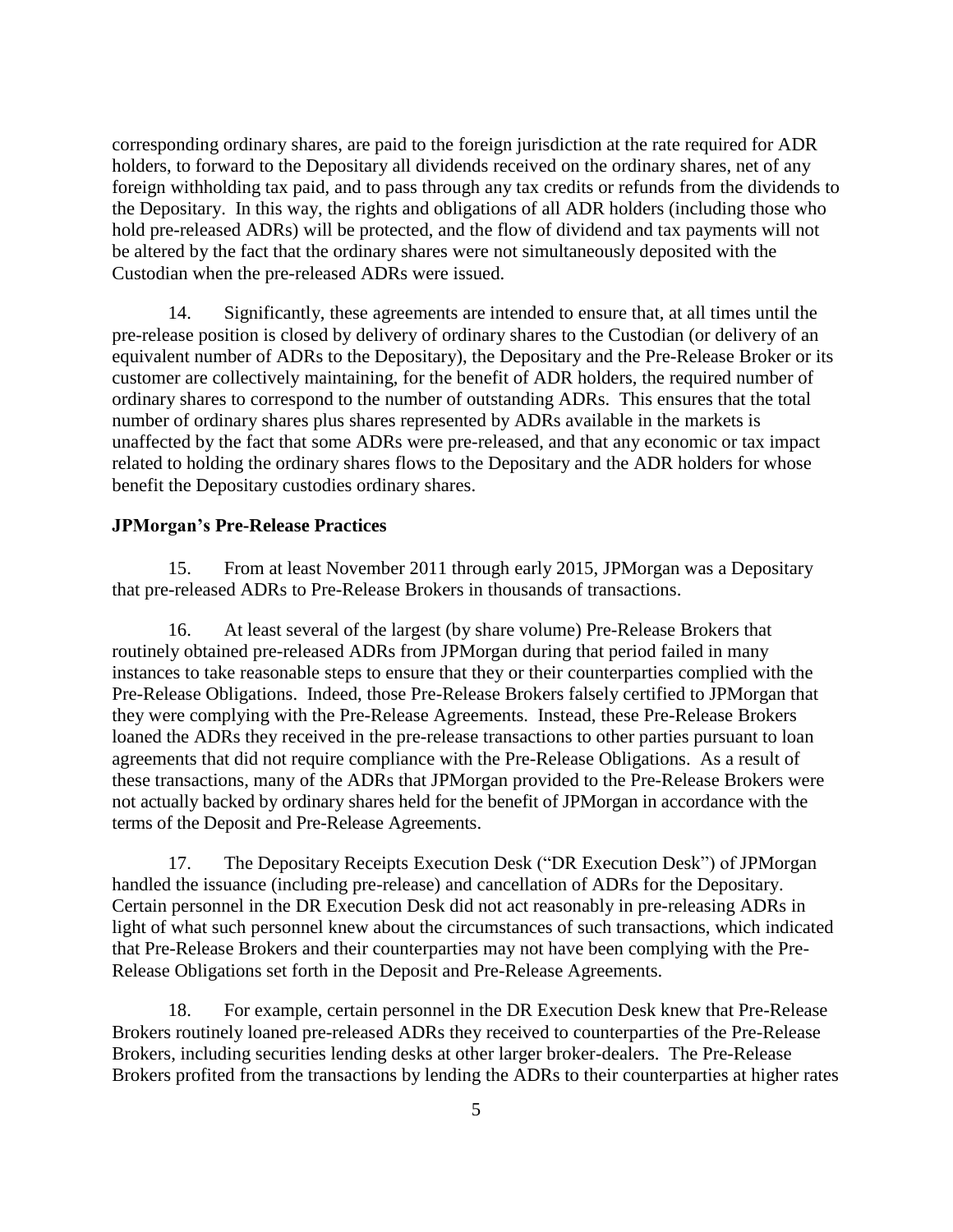corresponding ordinary shares, are paid to the foreign jurisdiction at the rate required for ADR holders, to forward to the Depositary all dividends received on the ordinary shares, net of any foreign withholding tax paid, and to pass through any tax credits or refunds from the dividends to the Depositary. In this way, the rights and obligations of all ADR holders (including those who hold pre-released ADRs) will be protected, and the flow of dividend and tax payments will not be altered by the fact that the ordinary shares were not simultaneously deposited with the Custodian when the pre-released ADRs were issued.

14. Significantly, these agreements are intended to ensure that, at all times until the pre-release position is closed by delivery of ordinary shares to the Custodian (or delivery of an equivalent number of ADRs to the Depositary), the Depositary and the Pre-Release Broker or its customer are collectively maintaining, for the benefit of ADR holders, the required number of ordinary shares to correspond to the number of outstanding ADRs. This ensures that the total number of ordinary shares plus shares represented by ADRs available in the markets is unaffected by the fact that some ADRs were pre-released, and that any economic or tax impact related to holding the ordinary shares flows to the Depositary and the ADR holders for whose benefit the Depositary custodies ordinary shares.

**JPMorgan's Pre-Release Practices**

15. From at least November 2011 through early 2015, JPMorgan was a Depositary that pre-released ADRs to Pre-Release Brokers in thousands of transactions.

16. At least several of the largest (by share volume) Pre-Release Brokers that routinely obtained pre-released ADRs from JPMorgan during that period failed in many instances to take reasonable steps to ensure that they or their counterparties complied with the Pre-Release Obligations. Indeed, those Pre-Release Brokers falsely certified to JPMorgan that they were complying with the Pre-Release Agreements. Instead, these Pre-Release Brokers loaned the ADRs they received in the pre-release transactions to other parties pursuant to loan agreements that did not require compliance with the Pre-Release Obligations. As a result of these transactions, many of the ADRs that JPMorgan provided to the Pre-Release Brokers were not actually backed by ordinary shares held for the benefit of JPMorgan in accordance with the terms of the Deposit and Pre-Release Agreements.

17. The Depositary Receipts Execution Desk ("DR Execution Desk") of JPMorgan handled the issuance (including pre-release) and cancellation of ADRs for the Depositary. Certain personnel in the DR Execution Desk did not act reasonably in pre-releasing ADRs in light of what such personnel knew about the circumstances of such transactions, which indicated that Pre-Release Brokers and their counterparties may not have been complying with the Pre-Release Obligations set forth in the Deposit and Pre-Release Agreements.

18. For example, certain personnel in the DR Execution Desk knew that Pre-Release Brokers routinely loaned pre-released ADRs they received to counterparties of the Pre-Release Brokers, including securities lending desks at other larger broker-dealers. The Pre-Release Brokers profited from the transactions by lending the ADRs to their counterparties at higher rates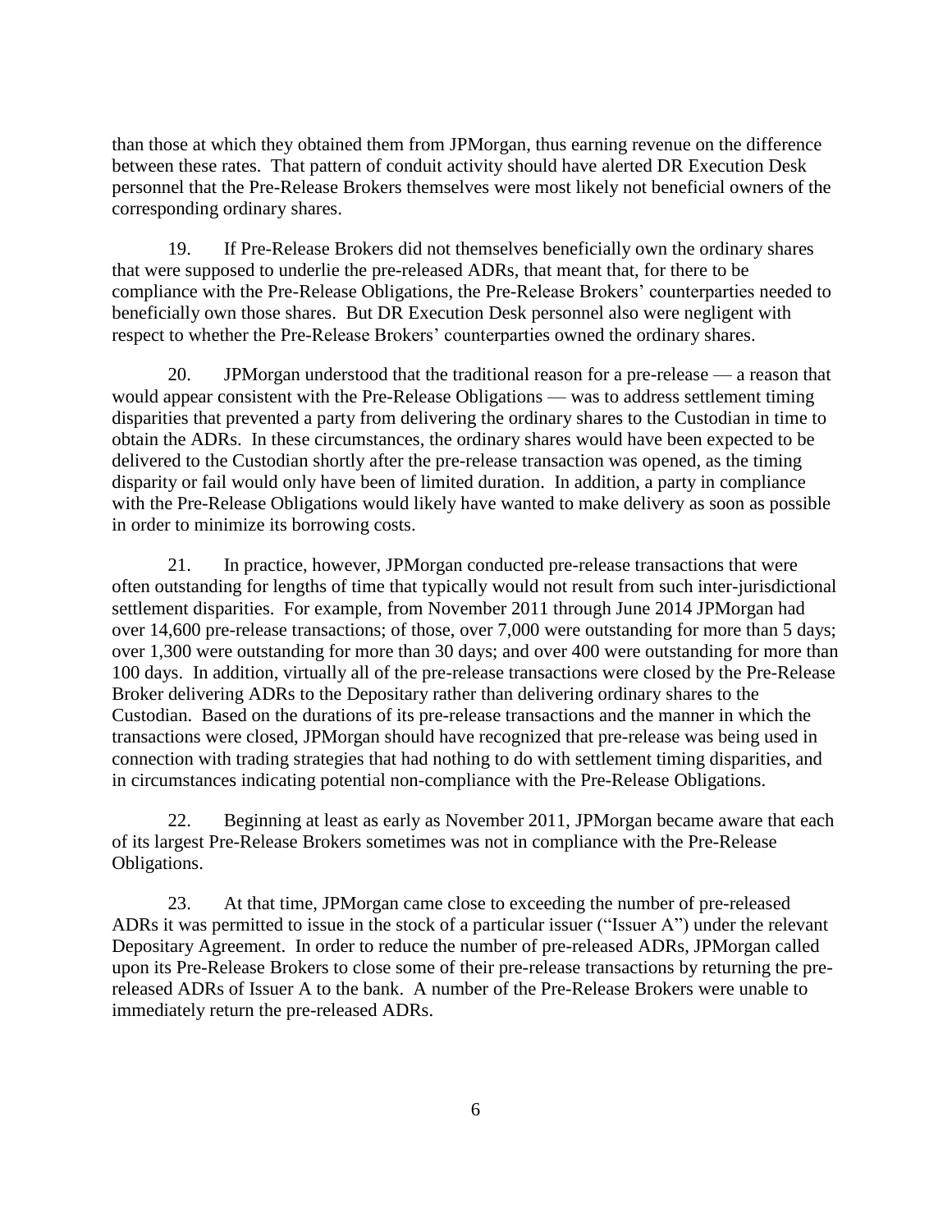than those at which they obtained them from JPMorgan, thus earning revenue on the difference between these rates. That pattern of conduit activity should have alerted DR Execution Desk personnel that the Pre-Release Brokers themselves were most likely not beneficial owners of the corresponding ordinary shares.

19. If Pre-Release Brokers did not themselves beneficially own the ordinary shares that were supposed to underlie the pre-released ADRs, that meant that, for there to be compliance with the Pre-Release Obligations, the Pre-Release Brokers' counterparties needed to beneficially own those shares. But DR Execution Desk personnel also were negligent with respect to whether the Pre-Release Brokers' counterparties owned the ordinary shares.

20. JPMorgan understood that the traditional reason for a pre-release — a reason that would appear consistent with the Pre-Release Obligations — was to address settlement timing disparities that prevented a party from delivering the ordinary shares to the Custodian in time to obtain the ADRs. In these circumstances, the ordinary shares would have been expected to be delivered to the Custodian shortly after the pre-release transaction was opened, as the timing disparity or fail would only have been of limited duration. In addition, a party in compliance with the Pre-Release Obligations would likely have wanted to make delivery as soon as possible in order to minimize its borrowing costs.

21. In practice, however, JPMorgan conducted pre-release transactions that were often outstanding for lengths of time that typically would not result from such inter-jurisdictional settlement disparities. For example, from November 2011 through June 2014 JPMorgan had over 14,600 pre-release transactions; of those, over 7,000 were outstanding for more than 5 days; over 1,300 were outstanding for more than 30 days; and over 400 were outstanding for more than 100 days. In addition, virtually all of the pre-release transactions were closed by the Pre-Release Broker delivering ADRs to the Depositary rather than delivering ordinary shares to the Custodian. Based on the durations of its pre-release transactions and the manner in which the transactions were closed, JPMorgan should have recognized that pre-release was being used in connection with trading strategies that had nothing to do with settlement timing disparities, and in circumstances indicating potential non-compliance with the Pre-Release Obligations.

22. Beginning at least as early as November 2011, JPMorgan became aware that each of its largest Pre-Release Brokers sometimes was not in compliance with the Pre-Release Obligations.

23. At that time, JPMorgan came close to exceeding the number of pre-released ADRs it was permitted to issue in the stock of a particular issuer ("Issuer A") under the relevant Depositary Agreement. In order to reduce the number of pre-released ADRs, JPMorgan called upon its Pre-Release Brokers to close some of their pre-release transactions by returning the pre-released ADRs of Issuer A to the bank. A number of the Pre-Release Brokers were unable to immediately return the pre-released ADRs.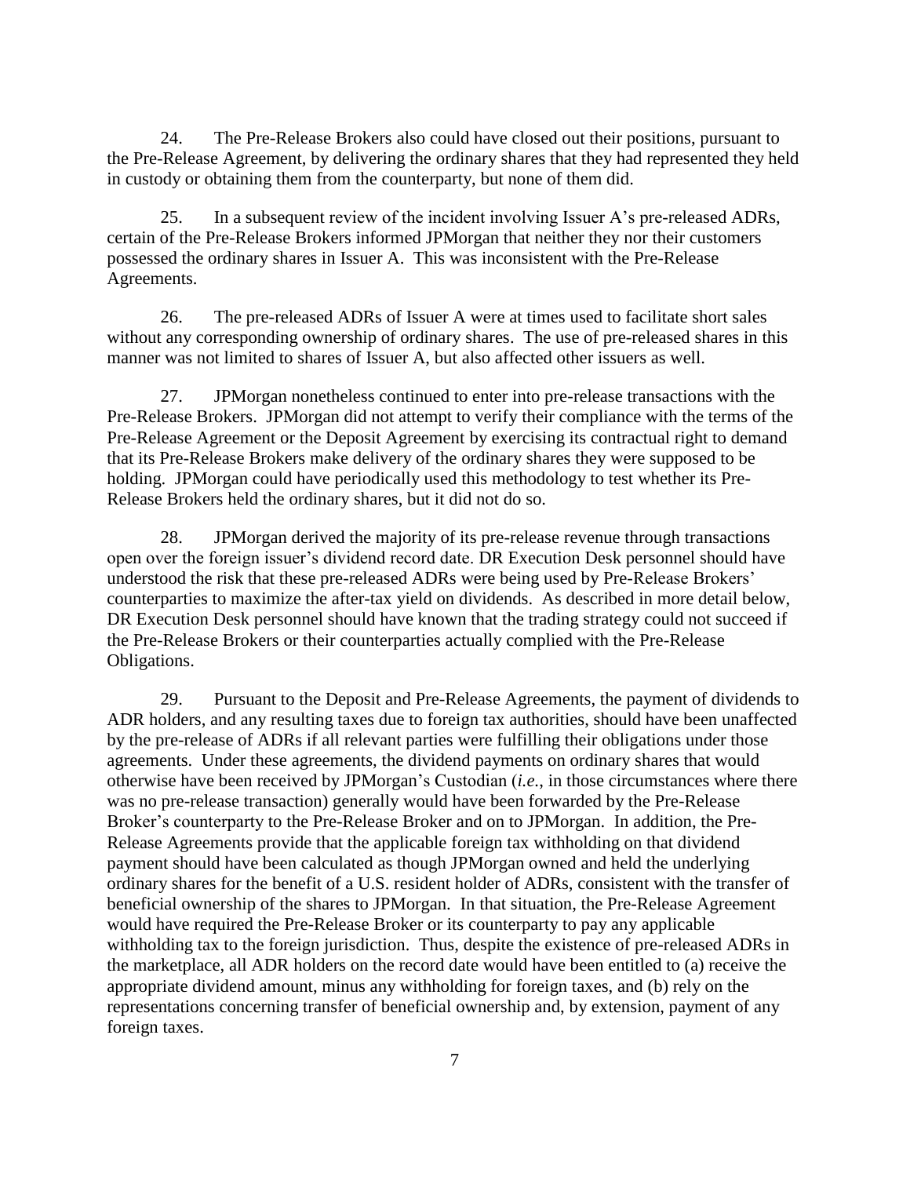24. The Pre-Release Brokers also could have closed out their positions, pursuant to the Pre-Release Agreement, by delivering the ordinary shares that they had represented they held in custody or obtaining them from the counterparty, but none of them did.

25. In a subsequent review of the incident involving Issuer A's pre-released ADRs, certain of the Pre-Release Brokers informed JPMorgan that neither they nor their customers possessed the ordinary shares in Issuer A. This was inconsistent with the Pre-Release Agreements.

26. The pre-released ADRs of Issuer A were at times used to facilitate short sales without any corresponding ownership of ordinary shares. The use of pre-released shares in this manner was not limited to shares of Issuer A, but also affected other issuers as well.

27. JPMorgan nonetheless continued to enter into pre-release transactions with the Pre-Release Brokers. JPMorgan did not attempt to verify their compliance with the terms of the Pre-Release Agreement or the Deposit Agreement by exercising its contractual right to demand that its Pre-Release Brokers make delivery of the ordinary shares they were supposed to be holding. JPMorgan could have periodically used this methodology to test whether its Pre-Release Brokers held the ordinary shares, but it did not do so.

28. JPMorgan derived the majority of its pre-release revenue through transactions open over the foreign issuer's dividend record date. DR Execution Desk personnel should have understood the risk that these pre-released ADRs were being used by Pre-Release Brokers' counterparties to maximize the after-tax yield on dividends. As described in more detail below, DR Execution Desk personnel should have known that the trading strategy could not succeed if the Pre-Release Brokers or their counterparties actually complied with the Pre-Release Obligations.

29. Pursuant to the Deposit and Pre-Release Agreements, the payment of dividends to ADR holders, and any resulting taxes due to foreign tax authorities, should have been unaffected by the pre-release of ADRs if all relevant parties were fulfilling their obligations under those agreements. Under these agreements, the dividend payments on ordinary shares that would otherwise have been received by JPMorgan's Custodian (*i.e.*, in those circumstances where there was no pre-release transaction) generally would have been forwarded by the Pre-Release Broker's counterparty to the Pre-Release Broker and on to JPMorgan. In addition, the Pre-Release Agreements provide that the applicable foreign tax withholding on that dividend payment should have been calculated as though JPMorgan owned and held the underlying ordinary shares for the benefit of a U.S. resident holder of ADRs, consistent with the transfer of beneficial ownership of the shares to JPMorgan. In that situation, the Pre-Release Agreement would have required the Pre-Release Broker or its counterparty to pay any applicable withholding tax to the foreign jurisdiction. Thus, despite the existence of pre-released ADRs in the marketplace, all ADR holders on the record date would have been entitled to (a) receive the appropriate dividend amount, minus any withholding for foreign taxes, and (b) rely on the representations concerning transfer of beneficial ownership and, by extension, payment of any foreign taxes.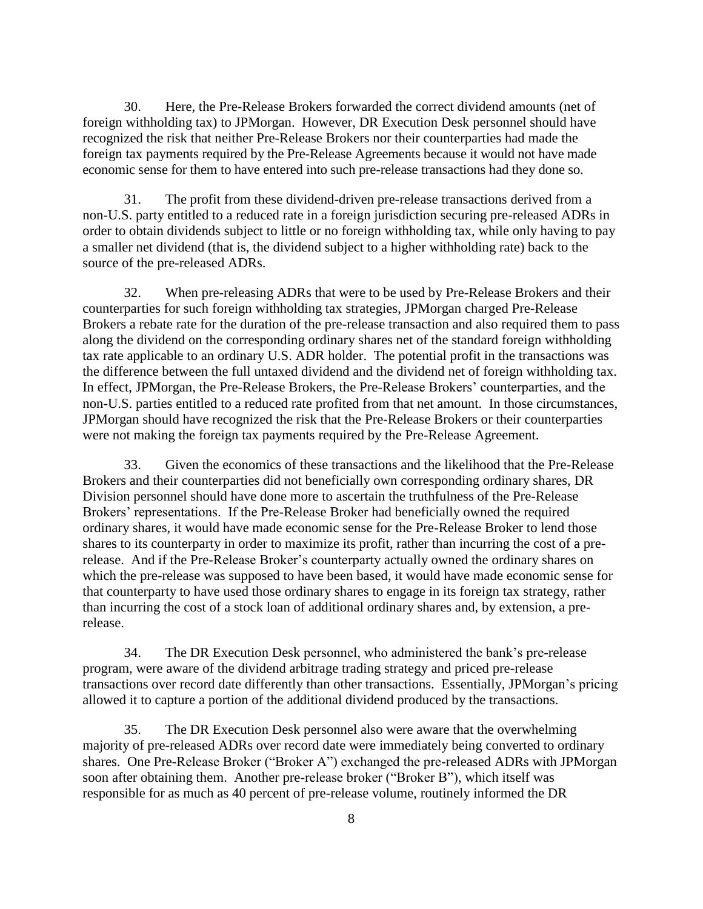30. Here, the Pre-Release Brokers forwarded the correct dividend amounts (net of foreign withholding tax) to JPMorgan. However, DR Execution Desk personnel should have recognized the risk that neither Pre-Release Brokers nor their counterparties had made the foreign tax payments required by the Pre-Release Agreements because it would not have made economic sense for them to have entered into such pre-release transactions had they done so.

31. The profit from these dividend-driven pre-release transactions derived from a non-U.S. party entitled to a reduced rate in a foreign jurisdiction securing pre-released ADRs in order to obtain dividends subject to little or no foreign withholding tax, while only having to pay a smaller net dividend (that is, the dividend subject to a higher withholding rate) back to the source of the pre-released ADRs.

32. When pre-releasing ADRs that were to be used by Pre-Release Brokers and their counterparties for such foreign withholding tax strategies, JPMorgan charged Pre-Release Brokers a rebate rate for the duration of the pre-release transaction and also required them to pass along the dividend on the corresponding ordinary shares net of the standard foreign withholding tax rate applicable to an ordinary U.S. ADR holder. The potential profit in the transactions was the difference between the full untaxed dividend and the dividend net of foreign withholding tax. In effect, JPMorgan, the Pre-Release Brokers, the Pre-Release Brokers' counterparties, and the non-U.S. parties entitled to a reduced rate profited from that net amount. In those circumstances, JPMorgan should have recognized the risk that the Pre-Release Brokers or their counterparties were not making the foreign tax payments required by the Pre-Release Agreement.

33. Given the economics of these transactions and the likelihood that the Pre-Release Brokers and their counterparties did not beneficially own corresponding ordinary shares, DR Division personnel should have done more to ascertain the truthfulness of the Pre-Release Brokers' representations. If the Pre-Release Broker had beneficially owned the required ordinary shares, it would have made economic sense for the Pre-Release Broker to lend those shares to its counterparty in order to maximize its profit, rather than incurring the cost of a pre-release. And if the Pre-Release Broker's counterparty actually owned the ordinary shares on which the pre-release was supposed to have been based, it would have made economic sense for that counterparty to have used those ordinary shares to engage in its foreign tax strategy, rather than incurring the cost of a stock loan of additional ordinary shares and, by extension, a pre-release.

34. The DR Execution Desk personnel, who administered the bank's pre-release program, were aware of the dividend arbitrage trading strategy and priced pre-release transactions over record date differently than other transactions. Essentially, JPMorgan's pricing allowed it to capture a portion of the additional dividend produced by the transactions.

35. The DR Execution Desk personnel also were aware that the overwhelming majority of pre-released ADRs over record date were immediately being converted to ordinary shares. One Pre-Release Broker ("Broker A") exchanged the pre-released ADRs with JPMorgan soon after obtaining them. Another pre-release broker ("Broker B"), which itself was responsible for as much as 40 percent of pre-release volume, routinely informed the DR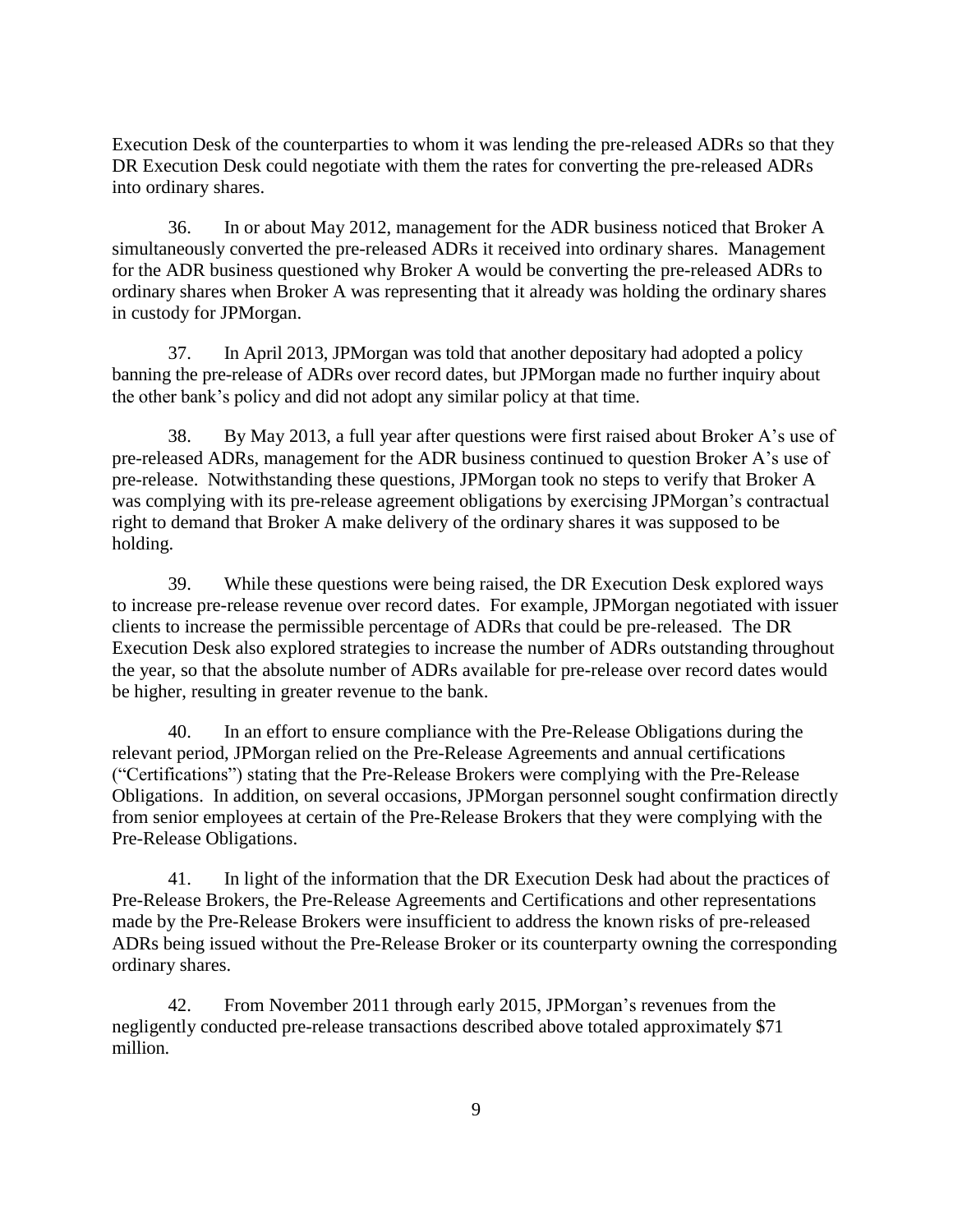Execution Desk of the counterparties to whom it was lending the pre-released ADRs so that they DR Execution Desk could negotiate with them the rates for converting the pre-released ADRs into ordinary shares.

36. In or about May 2012, management for the ADR business noticed that Broker A simultaneously converted the pre-released ADRs it received into ordinary shares. Management for the ADR business questioned why Broker A would be converting the pre-released ADRs to ordinary shares when Broker A was representing that it already was holding the ordinary shares in custody for JPMorgan.

37. In April 2013, JPMorgan was told that another depositary had adopted a policy banning the pre-release of ADRs over record dates, but JPMorgan made no further inquiry about the other bank's policy and did not adopt any similar policy at that time.

38. By May 2013, a full year after questions were first raised about Broker A's use of pre-released ADRs, management for the ADR business continued to question Broker A's use of pre-release. Notwithstanding these questions, JPMorgan took no steps to verify that Broker A was complying with its pre-release agreement obligations by exercising JPMorgan's contractual right to demand that Broker A make delivery of the ordinary shares it was supposed to be holding.

39. While these questions were being raised, the DR Execution Desk explored ways to increase pre-release revenue over record dates. For example, JPMorgan negotiated with issuer clients to increase the permissible percentage of ADRs that could be pre-released. The DR Execution Desk also explored strategies to increase the number of ADRs outstanding throughout the year, so that the absolute number of ADRs available for pre-release over record dates would be higher, resulting in greater revenue to the bank.

40. In an effort to ensure compliance with the Pre-Release Obligations during the relevant period, JPMorgan relied on the Pre-Release Agreements and annual certifications ("Certifications") stating that the Pre-Release Brokers were complying with the Pre-Release Obligations. In addition, on several occasions, JPMorgan personnel sought confirmation directly from senior employees at certain of the Pre-Release Brokers that they were complying with the Pre-Release Obligations.

41. In light of the information that the DR Execution Desk had about the practices of Pre-Release Brokers, the Pre-Release Agreements and Certifications and other representations made by the Pre-Release Brokers were insufficient to address the known risks of pre-released ADRs being issued without the Pre-Release Broker or its counterparty owning the corresponding ordinary shares.

42. From November 2011 through early 2015, JPMorgan's revenues from the negligently conducted pre-release transactions described above totaled approximately $71 million.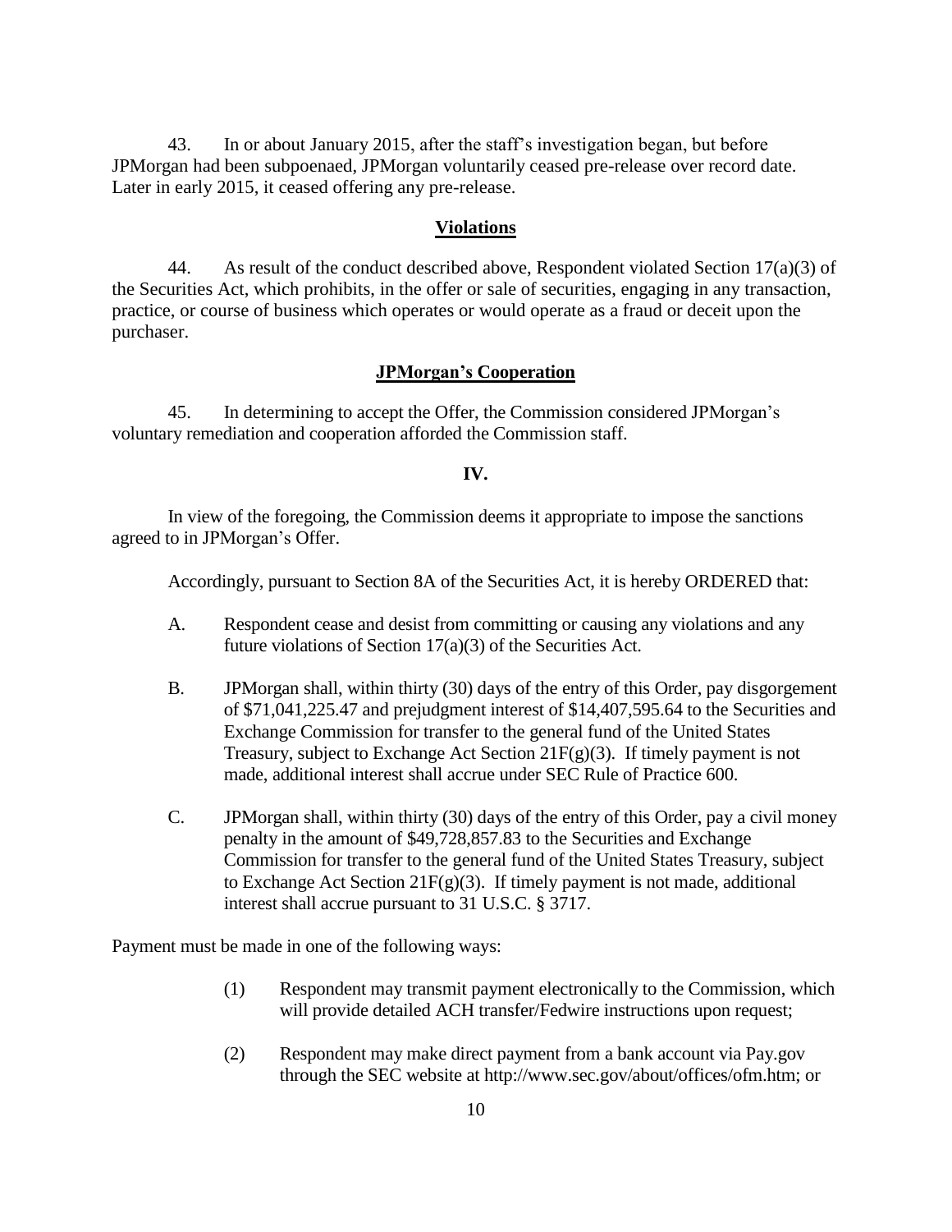43. In or about January 2015, after the staff's investigation began, but before JPMorgan had been subpoenaed, JPMorgan voluntarily ceased pre-release over record date. Later in early 2015, it ceased offering any pre-release.

**Violations**

44. As result of the conduct described above, Respondent violated Section 17(a)(3) of the Securities Act, which prohibits, in the offer or sale of securities, engaging in any transaction, practice, or course of business which operates or would operate as a fraud or deceit upon the purchaser.

**JPMorgan's Cooperation**

45. In determining to accept the Offer, the Commission considered JPMorgan's voluntary remediation and cooperation afforded the Commission staff.

**IV.**

In view of the foregoing, the Commission deems it appropriate to impose the sanctions agreed to in JPMorgan's Offer.

Accordingly, pursuant to Section 8A of the Securities Act, it is hereby ORDERED that:

A. Respondent cease and desist from committing or causing any violations and any future violations of Section 17(a)(3) of the Securities Act.

B. JPMorgan shall, within thirty (30) days of the entry of this Order, pay disgorgement of $71,041,225.47 and prejudgment interest of $14,407,595.64 to the Securities and Exchange Commission for transfer to the general fund of the United States Treasury, subject to Exchange Act Section 21F(g)(3). If timely payment is not made, additional interest shall accrue under SEC Rule of Practice 600.

C. JPMorgan shall, within thirty (30) days of the entry of this Order, pay a civil money penalty in the amount of $49,728,857.83 to the Securities and Exchange Commission for transfer to the general fund of the United States Treasury, subject to Exchange Act Section 21F(g)(3). If timely payment is not made, additional interest shall accrue pursuant to 31 U.S.C. § 3717.

Payment must be made in one of the following ways:

(1) Respondent may transmit payment electronically to the Commission, which will provide detailed ACH transfer/Fedwire instructions upon request;

(2) Respondent may make direct payment from a bank account via Pay.gov through the SEC website at http://www.sec.gov/about/offices/ofm.htm; or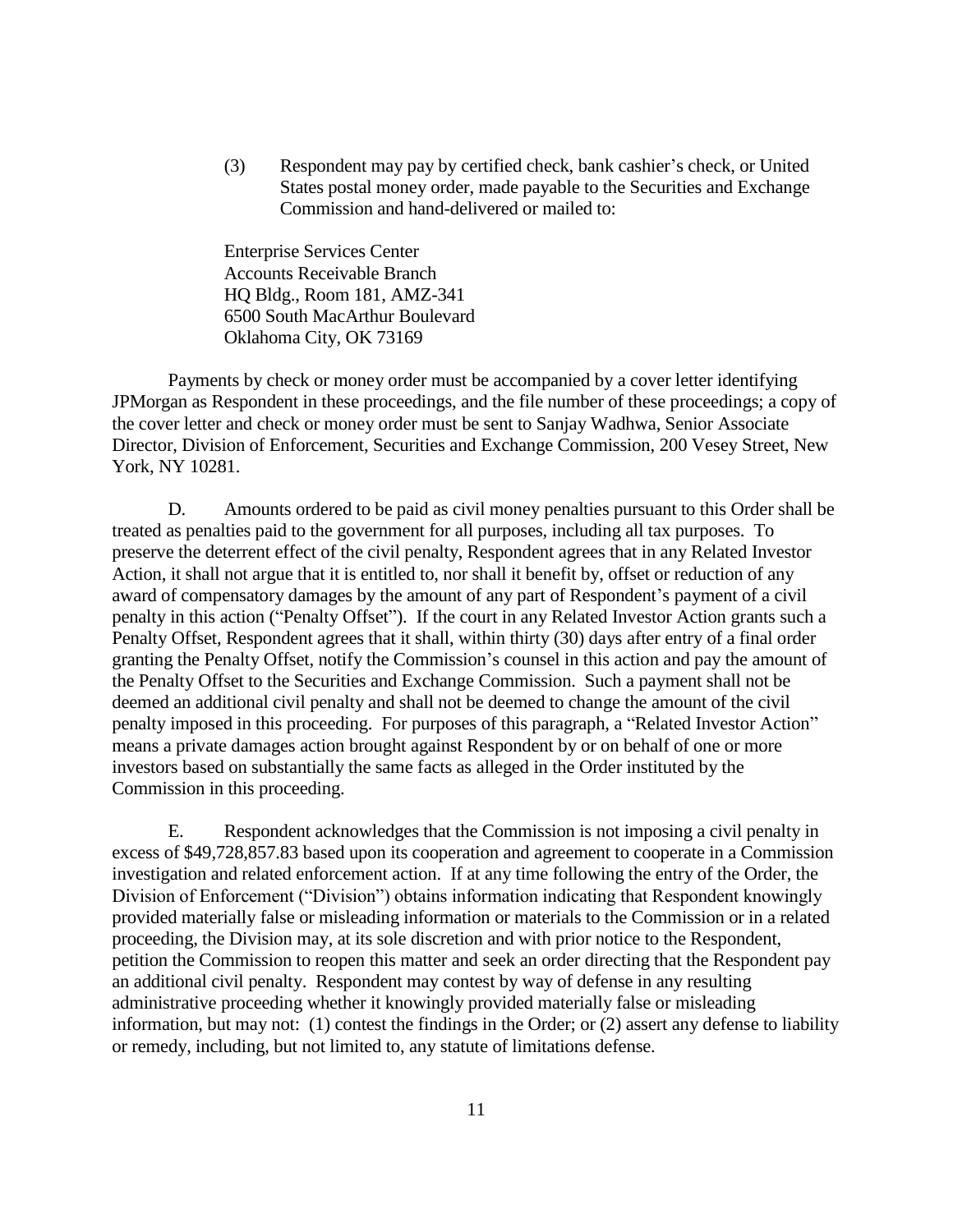(3) Respondent may pay by certified check, bank cashier's check, or United States postal money order, made payable to the Securities and Exchange Commission and hand-delivered or mailed to:

Enterprise Services Center
Accounts Receivable Branch
HQ Bldg., Room 181, AMZ-341
6500 South MacArthur Boulevard
Oklahoma City, OK 73169

Payments by check or money order must be accompanied by a cover letter identifying JPMorgan as Respondent in these proceedings, and the file number of these proceedings; a copy of the cover letter and check or money order must be sent to Sanjay Wadhwa, Senior Associate Director, Division of Enforcement, Securities and Exchange Commission, 200 Vesey Street, New York, NY 10281.

D. Amounts ordered to be paid as civil money penalties pursuant to this Order shall be treated as penalties paid to the government for all purposes, including all tax purposes. To preserve the deterrent effect of the civil penalty, Respondent agrees that in any Related Investor Action, it shall not argue that it is entitled to, nor shall it benefit by, offset or reduction of any award of compensatory damages by the amount of any part of Respondent's payment of a civil penalty in this action ("Penalty Offset"). If the court in any Related Investor Action grants such a Penalty Offset, Respondent agrees that it shall, within thirty (30) days after entry of a final order granting the Penalty Offset, notify the Commission's counsel in this action and pay the amount of the Penalty Offset to the Securities and Exchange Commission. Such a payment shall not be deemed an additional civil penalty and shall not be deemed to change the amount of the civil penalty imposed in this proceeding. For purposes of this paragraph, a "Related Investor Action" means a private damages action brought against Respondent by or on behalf of one or more investors based on substantially the same facts as alleged in the Order instituted by the Commission in this proceeding.

E. Respondent acknowledges that the Commission is not imposing a civil penalty in excess of $49,728,857.83 based upon its cooperation and agreement to cooperate in a Commission investigation and related enforcement action. If at any time following the entry of the Order, the Division of Enforcement ("Division") obtains information indicating that Respondent knowingly provided materially false or misleading information or materials to the Commission or in a related proceeding, the Division may, at its sole discretion and with prior notice to the Respondent, petition the Commission to reopen this matter and seek an order directing that the Respondent pay an additional civil penalty. Respondent may contest by way of defense in any resulting administrative proceeding whether it knowingly provided materially false or misleading information, but may not: (1) contest the findings in the Order; or (2) assert any defense to liability or remedy, including, but not limited to, any statute of limitations defense.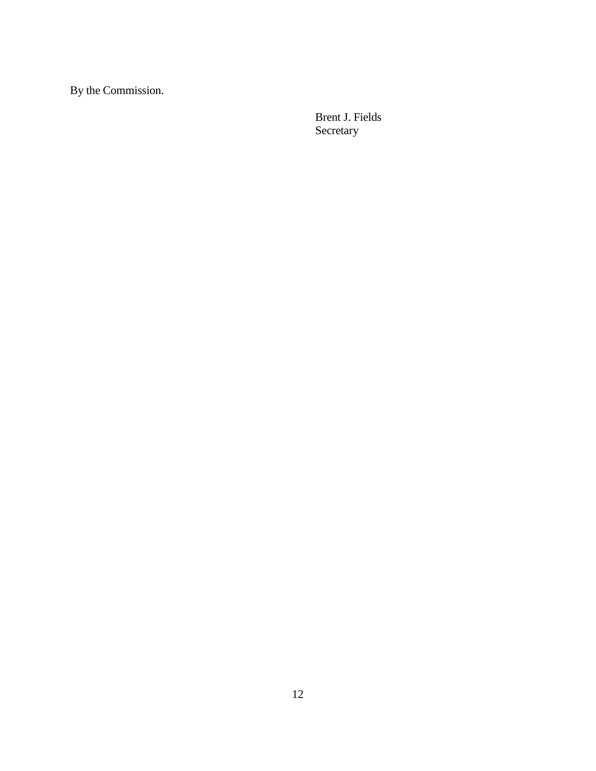By the Commission.

Brent J. Fields
Secretary